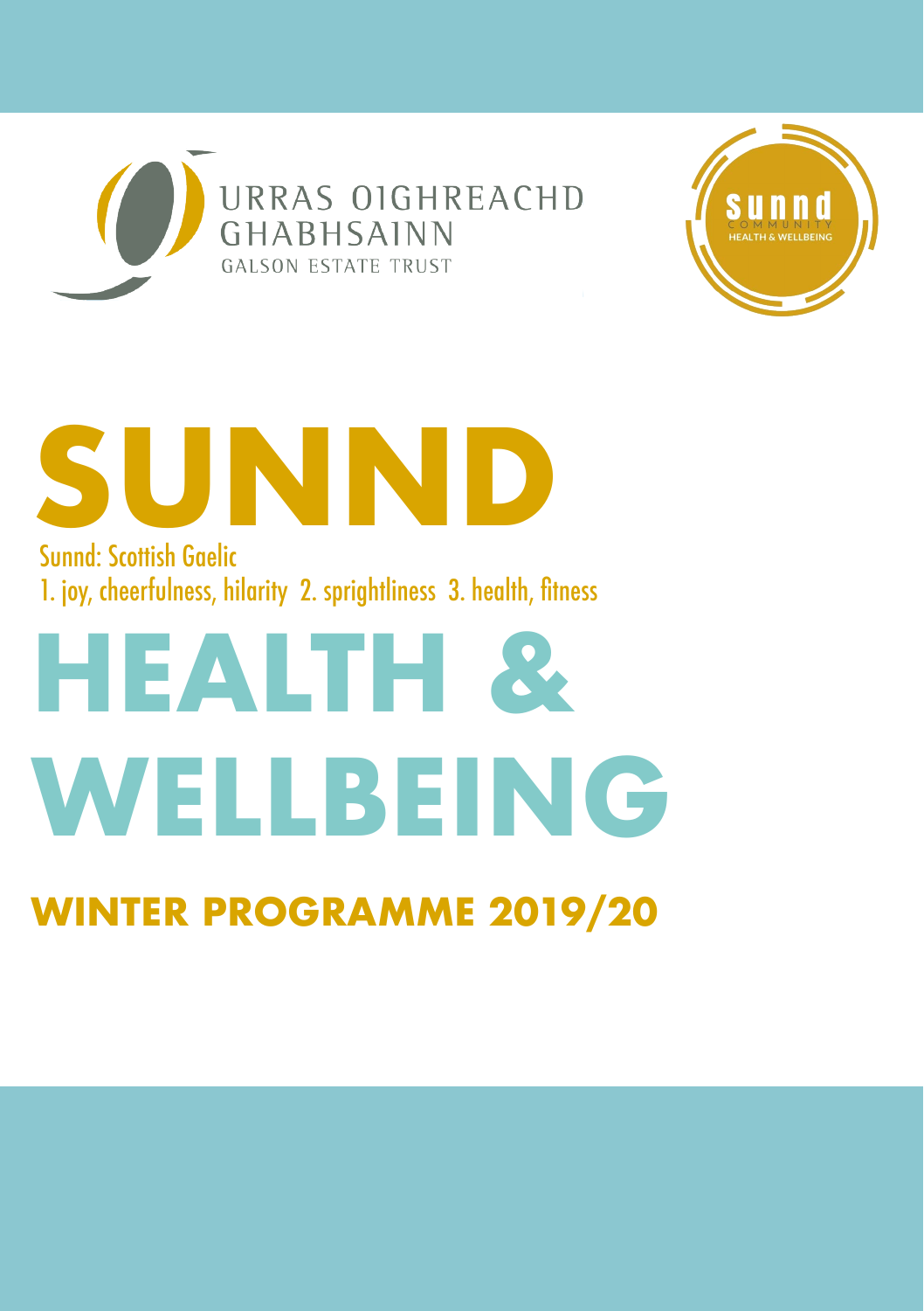URRAS OIGHREACHD
GHABHSAINN
GALSON ESTATE TRUST

sunnd
COMMUNITY
HEALTH & WELLBEING

# SUNND

Sunnd: Scottish Gaelic
1. joy, cheerfulness, hilarity 2. sprightliness 3. health, fitness

# HEALTH & WELLBEING

## WINTER PROGRAMME 2019/20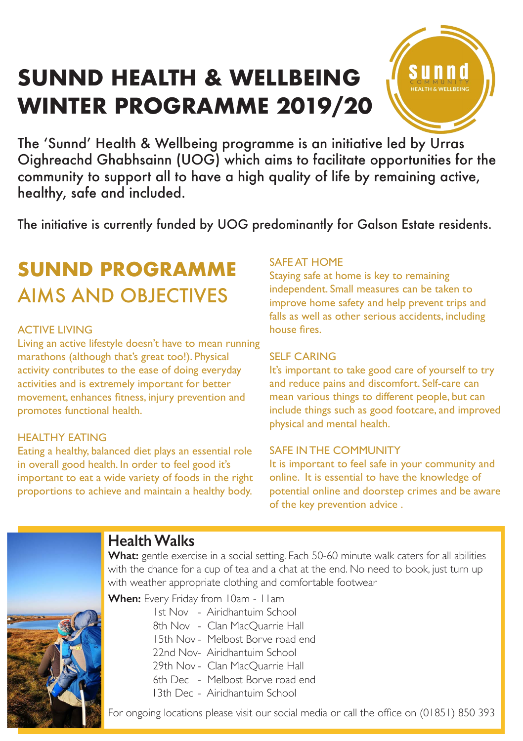# SUNND HEALTH & WELLBEING WINTER PROGRAMME 2019/20

sunnd COMMUNITY HEALTH & WELLBEING

The 'Sunnd' Health & Wellbeing programme is an initiative led by Urras Oighreachd Ghabhsainn (UOG) which aims to facilitate opportunities for the community to support all to have a high quality of life by remaining active, healthy, safe and included.

The initiative is currently funded by UOG predominantly for Galson Estate residents.

## SUNND PROGRAMME AIMS AND OBJECTIVES

### ACTIVE LIVING

Living an active lifestyle doesn't have to mean running marathons (although that's great too!). Physical activity contributes to the ease of doing everyday activities and is extremely important for better movement, enhances fitness, injury prevention and promotes functional health.

### HEALTHY EATING

Eating a healthy, balanced diet plays an essential role in overall good health. In order to feel good it's important to eat a wide variety of foods in the right proportions to achieve and maintain a healthy body.

### SAFE AT HOME

Staying safe at home is key to remaining independent. Small measures can be taken to improve home safety and help prevent trips and falls as well as other serious accidents, including house fires.

### SELF CARING

It's important to take good care of yourself to try and reduce pains and discomfort. Self-care can mean various things to different people, but can include things such as good footcare, and improved physical and mental health.

### SAFE IN THE COMMUNITY

It is important to feel safe in your community and online. It is essential to have the knowledge of potential online and doorstep crimes and be aware of the key prevention advice .

## Health Walks

**What:** gentle exercise in a social setting. Each 50-60 minute walk caters for all abilities with the chance for a cup of tea and a chat at the end. No need to book, just turn up with weather appropriate clothing and comfortable footwear

**When:** Every Friday from 10am - 11am

- 1st Nov - Airidhantuim School
- 8th Nov - Clan MacQuarrie Hall
- 15th Nov - Melbost Borve road end
- 22nd Nov - Airidhantuim School
- 29th Nov - Clan MacQuarrie Hall
- 6th Dec - Melbost Borve road end
- 13th Dec - Airidhantuim School

For ongoing locations please visit our social media or call the office on (01851) 850 393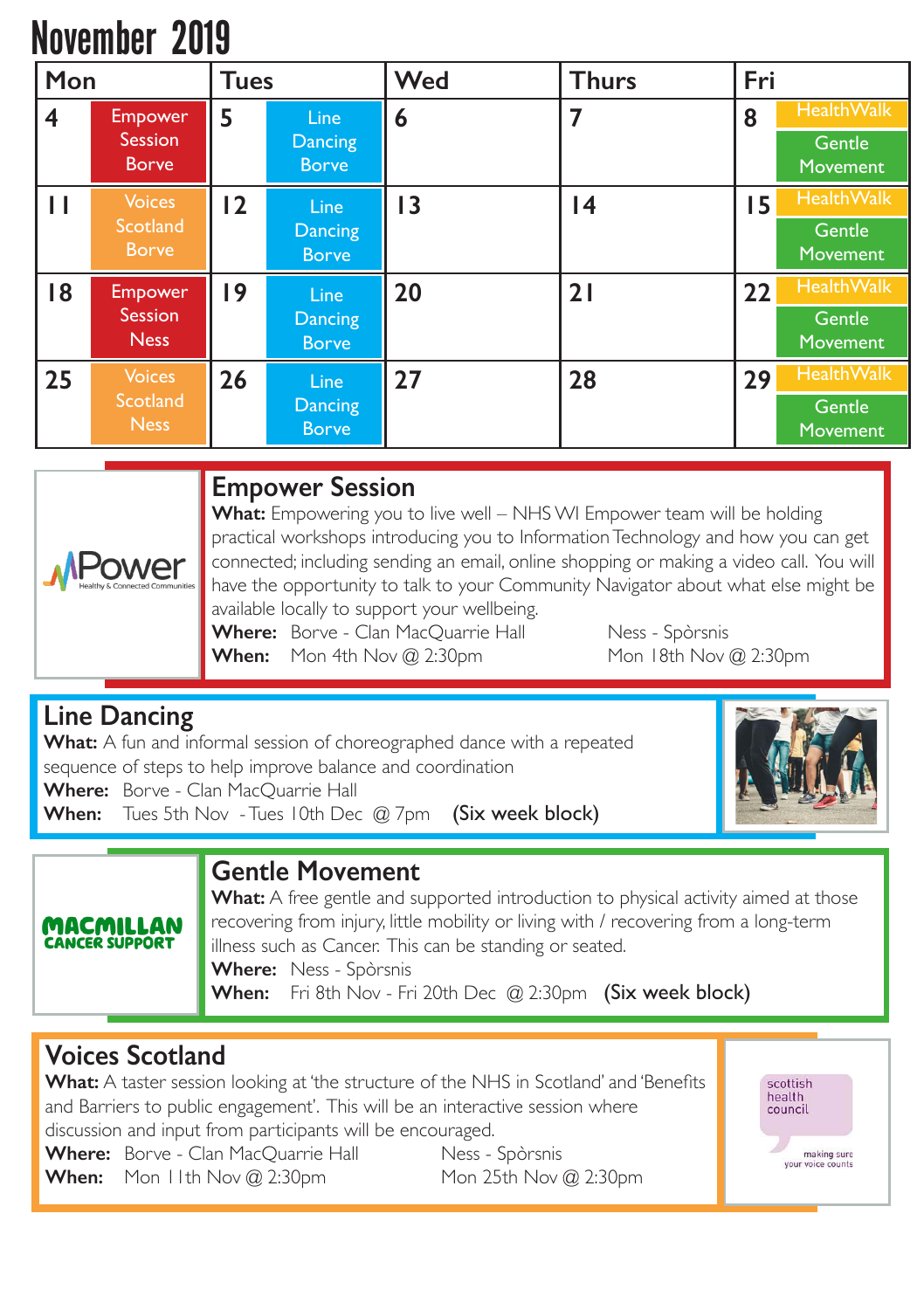# November 2019

| Mon | Tues | Wed | Thurs | Fri |
|---|---|---|---|---|
| 4 Empower Session Borve | 5 Line Dancing Borve | 6 | 7 | 8 HealthWalk / Gentle Movement |
| 11 Voices Scotland Borve | 12 Line Dancing Borve | 13 | 14 | 15 HealthWalk / Gentle Movement |
| 18 Empower Session Ness | 19 Line Dancing Borve | 20 | 21 | 22 HealthWalk / Gentle Movement |
| 25 Voices Scotland Ness | 26 Line Dancing Borve | 27 | 28 | 29 HealthWalk / Gentle Movement |

## Empower Session

**What:** Empowering you to live well – NHS WI Empower team will be holding practical workshops introducing you to Information Technology and how you can get connected; including sending an email, online shopping or making a video call. You will have the opportunity to talk to your Community Navigator about what else might be available locally to support your wellbeing.

**Where:** Borve - Clan MacQuarrie Hall | Ness - Spòrsnis

**When:** Mon 4th Nov @ 2:30pm | Mon 18th Nov @ 2:30pm

## Line Dancing

**What:** A fun and informal session of choreographed dance with a repeated sequence of steps to help improve balance and coordination

**Where:** Borve - Clan MacQuarrie Hall

**When:** Tues 5th Nov - Tues 10th Dec @ 7pm (Six week block)

## Gentle Movement

**What:** A free gentle and supported introduction to physical activity aimed at those recovering from injury, little mobility or living with / recovering from a long-term illness such as Cancer. This can be standing or seated.

**Where:** Ness - Spòrsnis

**When:** Fri 8th Nov - Fri 20th Dec @ 2:30pm (Six week block)

## Voices Scotland

**What:** A taster session looking at 'the structure of the NHS in Scotland' and 'Benefits and Barriers to public engagement'. This will be an interactive session where discussion and input from participants will be encouraged.

**Where:** Borve - Clan MacQuarrie Hall | Ness - Spòrsnis

**When:** Mon 11th Nov @ 2:30pm | Mon 25th Nov @ 2:30pm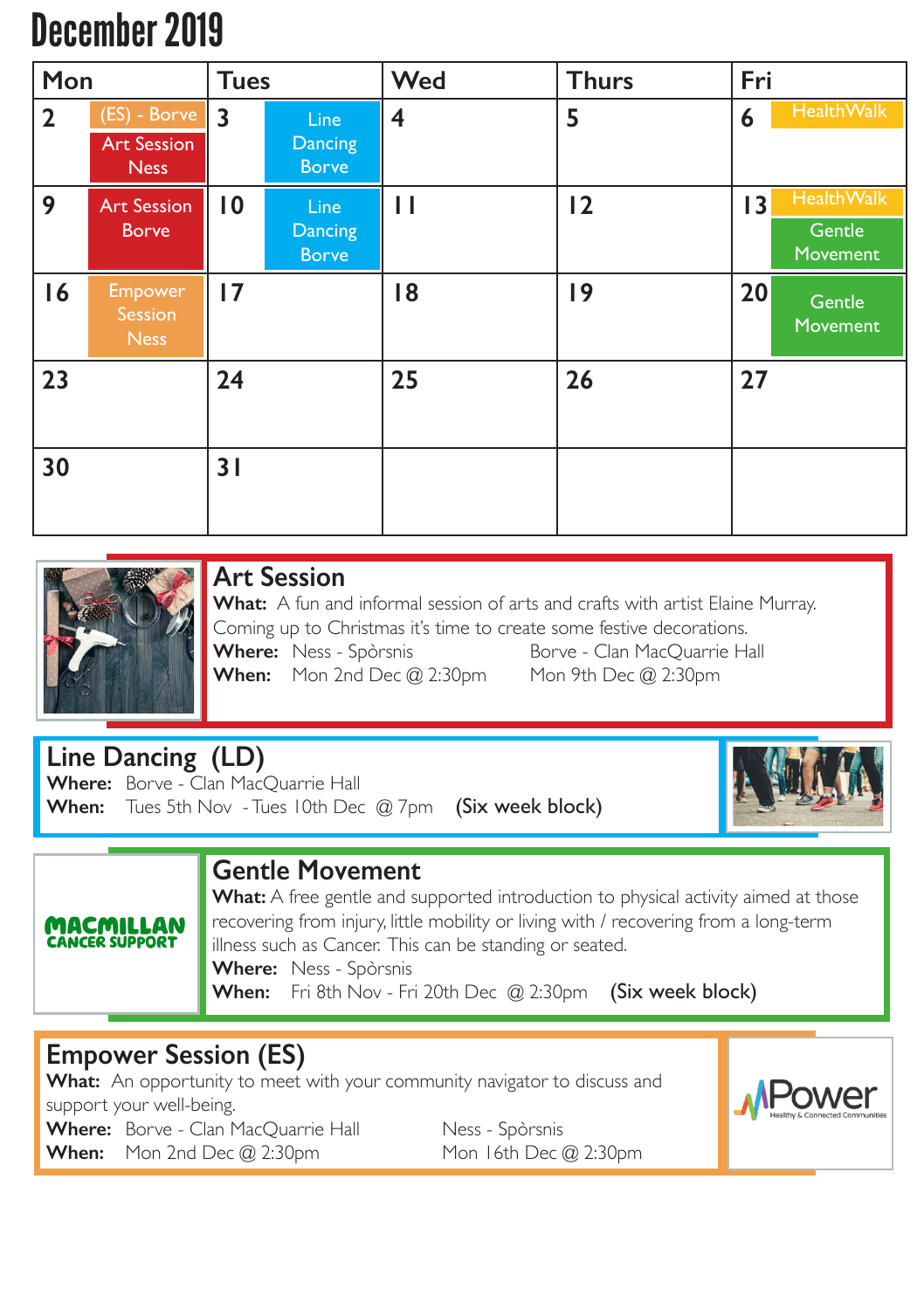# December 2019

| Mon | Tues | Wed | Thurs | Fri |
|---|---|---|---|---|
| 2 (ES) - Borve; Art Session Ness | 3 Line Dancing Borve | 4 | 5 | 6 HealthWalk |
| 9 Art Session Borve | 10 Line Dancing Borve | 11 | 12 | 13 HealthWalk; Gentle Movement |
| 16 Empower Session Ness | 17 | 18 | 19 | 20 Gentle Movement |
| 23 | 24 | 25 | 26 | 27 |
| 30 | 31 | | | |

## Art Session

**What:** A fun and informal session of arts and crafts with artist Elaine Murray. Coming up to Christmas it's time to create some festive decorations.

**Where:** Ness - Spòrsnis — Borve - Clan MacQuarrie Hall

**When:** Mon 2nd Dec @ 2:30pm — Mon 9th Dec @ 2:30pm

## Line Dancing (LD)

**Where:** Borve - Clan MacQuarrie Hall

**When:** Tues 5th Nov - Tues 10th Dec @ 7pm (Six week block)

## Gentle Movement

MACMILLAN CANCER SUPPORT

**What:** A free gentle and supported introduction to physical activity aimed at those recovering from injury, little mobility or living with / recovering from a long-term illness such as Cancer. This can be standing or seated.

**Where:** Ness - Spòrsnis

**When:** Fri 8th Nov - Fri 20th Dec @ 2:30pm (Six week block)

## Empower Session (ES)

**What:** An opportunity to meet with your community navigator to discuss and support your well-being.

**Where:** Borve - Clan MacQuarrie Hall — Ness - Spòrsnis

**When:** Mon 2nd Dec @ 2:30pm — Mon 16th Dec @ 2:30pm

MPower Healthy & Connected Communities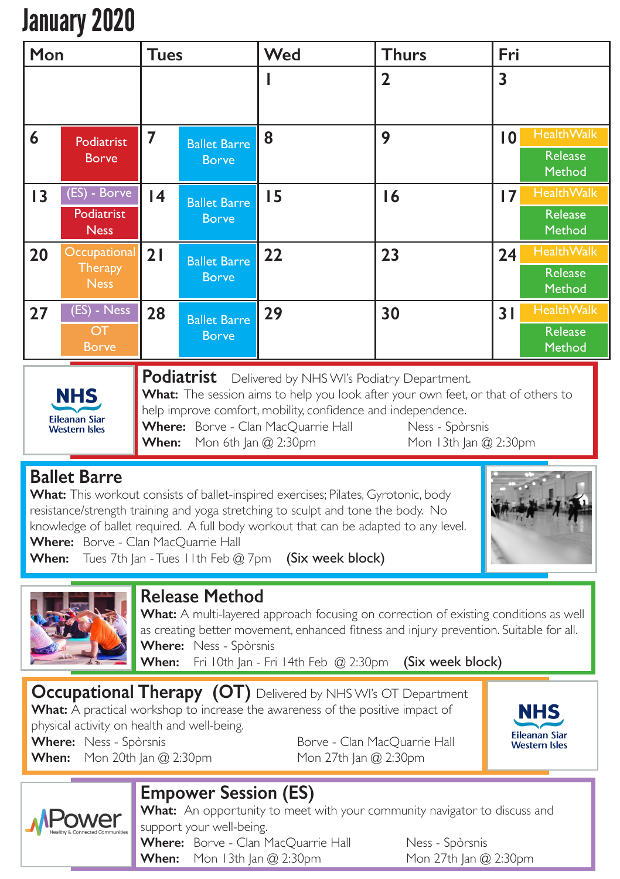# January 2020

| Mon | Tues | Wed | Thurs | Fri |
|---|---|---|---|---|
| | | 1 | 2 | 3 |
| 6 Podiatrist Borve | 7 Ballet Barre Borve | 8 | 9 | 10 HealthWalk; Release Method |
| 13 (ES) - Borve; Podiatrist Ness | 14 Ballet Barre Borve | 15 | 16 | 17 HealthWalk; Release Method |
| 20 Occupational Therapy Ness | 21 Ballet Barre Borve | 22 | 23 | 24 HealthWalk; Release Method |
| 27 (ES) - Ness; OT Borve | 28 Ballet Barre Borve | 29 | 30 | 31 HealthWalk; Release Method |

NHS Eileanan Siar Western Isles

## Podiatrist

Delivered by NHS WI's Podiatry Department.

**What:** The session aims to help you look after your own feet, or that of others to help improve comfort, mobility, confidence and independence.

**Where:** Borve - Clan MacQuarrie Hall / Ness - Spòrsnis

**When:** Mon 6th Jan @ 2:30pm / Mon 13th Jan @ 2:30pm

## Ballet Barre

**What:** This workout consists of ballet-inspired exercises; Pilates, Gyrotonic, body resistance/strength training and yoga stretching to sculpt and tone the body. No knowledge of ballet required. A full body workout that can be adapted to any level.

**Where:** Borve - Clan MacQuarrie Hall

**When:** Tues 7th Jan - Tues 11th Feb @ 7pm (Six week block)

## Release Method

**What:** A multi-layered approach focusing on correction of existing conditions as well as creating better movement, enhanced fitness and injury prevention. Suitable for all.

**Where:** Ness - Spòrsnis

**When:** Fri 10th Jan - Fri 14th Feb @ 2:30pm (Six week block)

## Occupational Therapy (OT)

Delivered by NHS WI's OT Department

**What:** A practical workshop to increase the awareness of the positive impact of physical activity on health and well-being.

**Where:** Ness - Spòrsnis / Borve - Clan MacQuarrie Hall

**When:** Mon 20th Jan @ 2:30pm / Mon 27th Jan @ 2:30pm

NHS Eileanan Siar Western Isles

## Empower Session (ES)

Power Healthy & Connected Communities

**What:** An opportunity to meet with your community navigator to discuss and support your well-being.

**Where:** Borve - Clan MacQuarrie Hall / Ness - Spòrsnis

**When:** Mon 13th Jan @ 2:30pm / Mon 27th Jan @ 2:30pm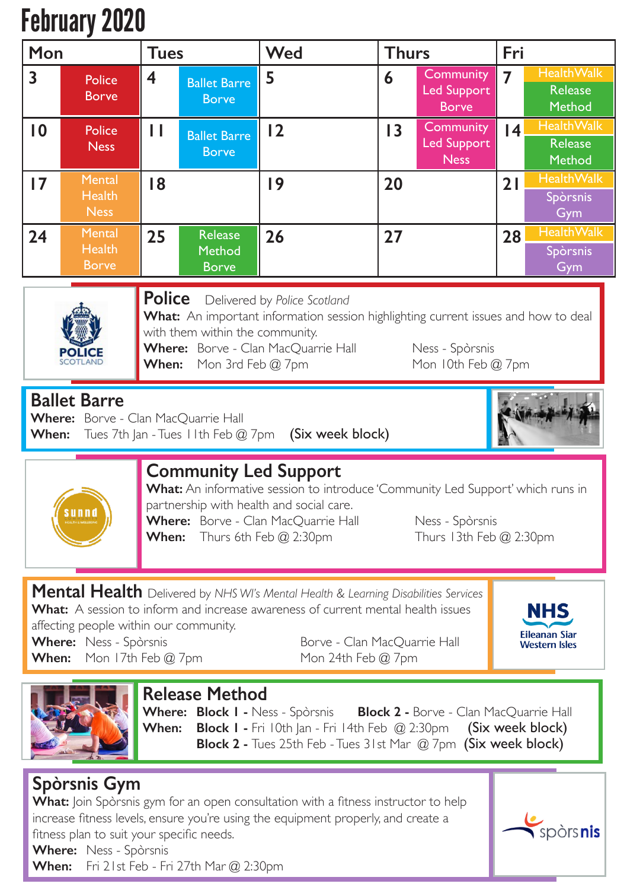# February 2020

| Mon | Tues | Wed | Thurs | Fri |
|---|---|---|---|---|
| 3 Police Borve | 4 Ballet Barre Borve | 5 | 6 Community Led Support Borve | 7 HealthWalk Release Method |
| 10 Police Ness | 11 Ballet Barre Borve | 12 | 13 Community Led Support Ness | 14 HealthWalk Release Method |
| 17 Mental Health Ness | 18 | 19 | 20 | 21 HealthWalk Spòrsnis Gym |
| 24 Mental Health Borve | 25 Release Method Borve | 26 | 27 | 28 HealthWalk Spòrsnis Gym |

## Police
Delivered by *Police Scotland*

**What:** An important information session highlighting current issues and how to deal with them within the community.

**Where:** Borve - Clan MacQuarrie Hall | Ness - Spòrsnis

**When:** Mon 3rd Feb @ 7pm | Mon 10th Feb @ 7pm

## Ballet Barre

**Where:** Borve - Clan MacQuarrie Hall

**When:** Tues 7th Jan - Tues 11th Feb @ 7pm **(Six week block)**

## Community Led Support

**What:** An informative session to introduce 'Community Led Support' which runs in partnership with health and social care.

**Where:** Borve - Clan MacQuarrie Hall | Ness - Spòrsnis

**When:** Thurs 6th Feb @ 2:30pm | Thurs 13th Feb @ 2:30pm

## Mental Health
Delivered by *NHS WI's Mental Health & Learning Disabilities Services*

**What:** A session to inform and increase awareness of current mental health issues affecting people within our community.

**Where:** Ness - Spòrsnis | Borve - Clan MacQuarrie Hall

**When:** Mon 17th Feb @ 7pm | Mon 24th Feb @ 7pm

## Release Method

**Where:** **Block 1 -** Ness - Spòrsnis **Block 2 -** Borve - Clan MacQuarrie Hall

**When:** **Block 1 -** Fri 10th Jan - Fri 14th Feb @ 2:30pm **(Six week block)**
**Block 2 -** Tues 25th Feb - Tues 31st Mar @ 7pm **(Six week block)**

## Spòrsnis Gym

**What:** Join Spòrsnis gym for an open consultation with a fitness instructor to help increase fitness levels, ensure you're using the equipment properly, and create a fitness plan to suit your specific needs.

**Where:** Ness - Spòrsnis

**When:** Fri 21st Feb - Fri 27th Mar @ 2:30pm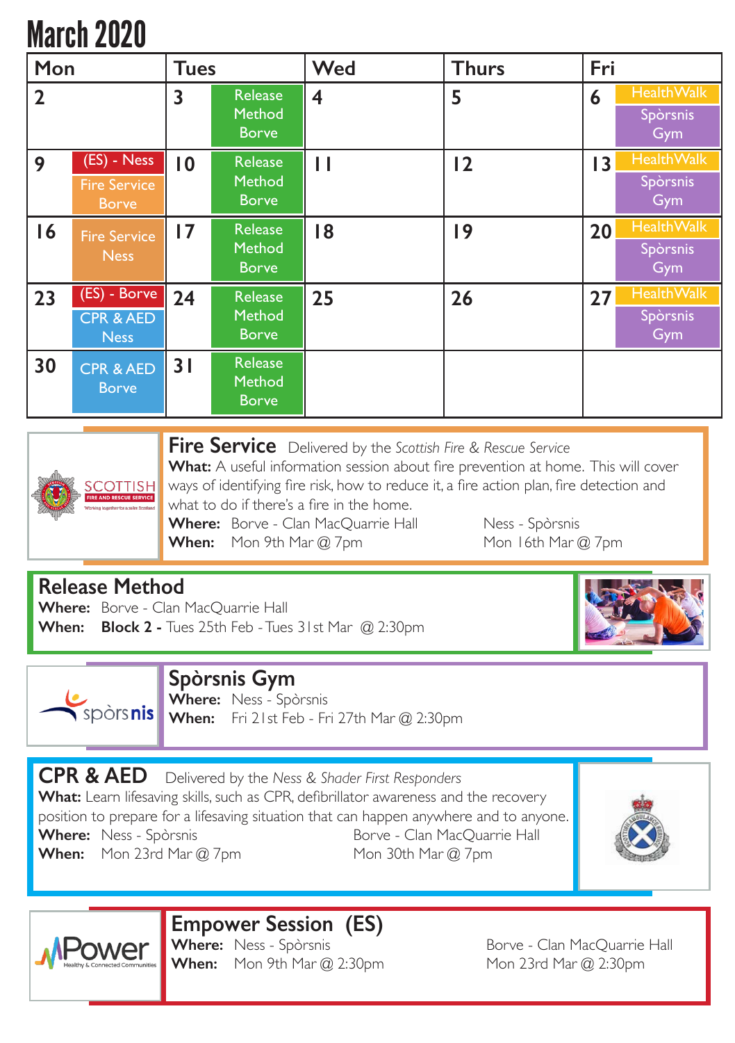# March 2020

| Mon | Tues | Wed | Thurs | Fri |
|---|---|---|---|---|
| 2 | 3 Release Method Borve | 4 | 5 | 6 HealthWalk; Spòrsnis Gym |
| 9 (ES) - Ness; Fire Service Borve | 10 Release Method Borve | 11 | 12 | 13 HealthWalk; Spòrsnis Gym |
| 16 Fire Service Ness | 17 Release Method Borve | 18 | 19 | 20 HealthWalk; Spòrsnis Gym |
| 23 (ES) - Borve; CPR & AED Ness | 24 Release Method Borve | 25 | 26 | 27 HealthWalk; Spòrsnis Gym |
| 30 CPR & AED Borve | 31 Release Method Borve | | | |

## Fire Service

Delivered by the *Scottish Fire & Rescue Service*

**What:** A useful information session about fire prevention at home. This will cover ways of identifying fire risk, how to reduce it, a fire action plan, fire detection and what to do if there's a fire in the home.

**Where:** Borve - Clan MacQuarrie Hall | Ness - Spòrsnis

**When:** Mon 9th Mar @ 7pm | Mon 16th Mar @ 7pm

## Release Method

**Where:** Borve - Clan MacQuarrie Hall

**When:** **Block 2 -** Tues 25th Feb - Tues 31st Mar @ 2:30pm

## Spòrsnis Gym

**Where:** Ness - Spòrsnis

**When:** Fri 21st Feb - Fri 27th Mar @ 2:30pm

## CPR & AED

Delivered by the *Ness & Shader First Responders*

**What:** Learn lifesaving skills, such as CPR, defibrillator awareness and the recovery position to prepare for a lifesaving situation that can happen anywhere and to anyone.

**Where:** Ness - Spòrsnis | Borve - Clan MacQuarrie Hall

**When:** Mon 23rd Mar @ 7pm | Mon 30th Mar @ 7pm

## Empower Session (ES)

**Where:** Ness - Spòrsnis | Borve - Clan MacQuarrie Hall

**When:** Mon 9th Mar @ 2:30pm | Mon 23rd Mar @ 2:30pm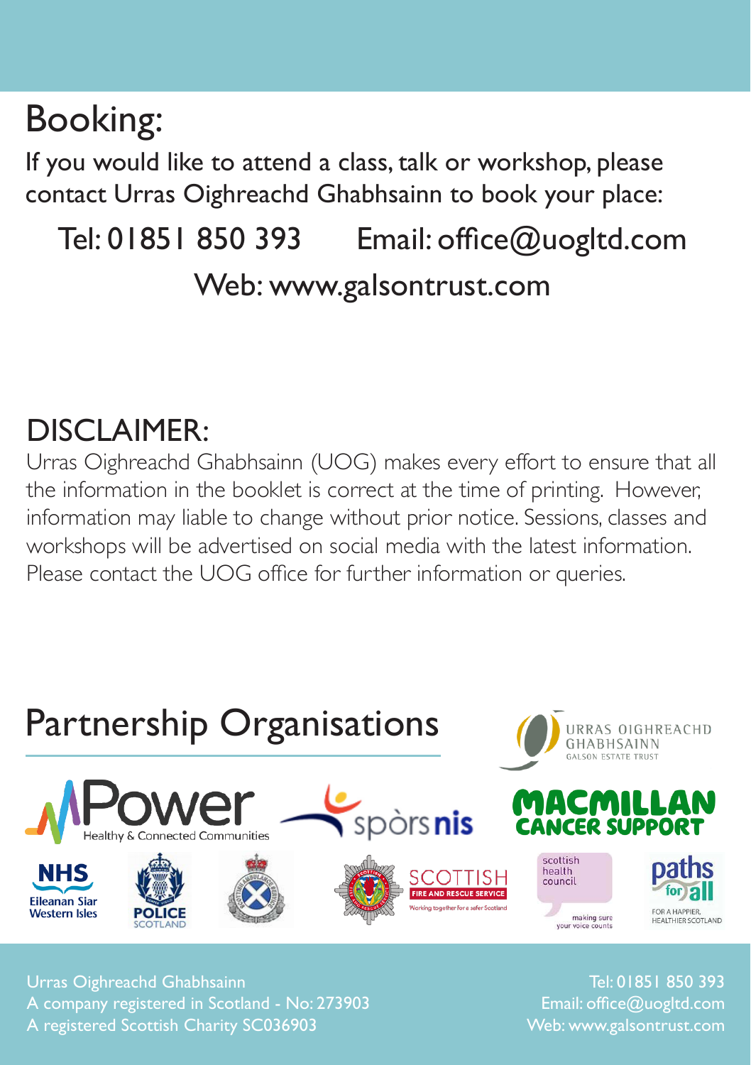## Booking:

If you would like to attend a class, talk or workshop, please contact Urras Oighreachd Ghabhsainn to book your place:

Tel: 01851 850 393 Email: office@uogltd.com

Web: www.galsontrust.com

## DISCLAIMER:

Urras Oighreachd Ghabhsainn (UOG) makes every effort to ensure that all the information in the booklet is correct at the time of printing. However, information may liable to change without prior notice. Sessions, classes and workshops will be advertised on social media with the latest information. Please contact the UOG office for further information or queries.

## Partnership Organisations

Urras Oighreachd Ghabhsainn – Galson Estate Trust

Power – Healthy & Connected Communities

spòrsnis

Macmillan Cancer Support

NHS Eileanan Siar Western Isles

Police Scotland

Scottish Ambulance Service

Scottish Fire and Rescue Service – Working together for a safer Scotland

scottish health council – making sure your voice counts

paths for all – For a happier, healthier Scotland

Urras Oighreachd Ghabhsainn
A company registered in Scotland - No: 273903
A registered Scottish Charity SC036903

Tel: 01851 850 393
Email: office@uogltd.com
Web: www.galsontrust.com